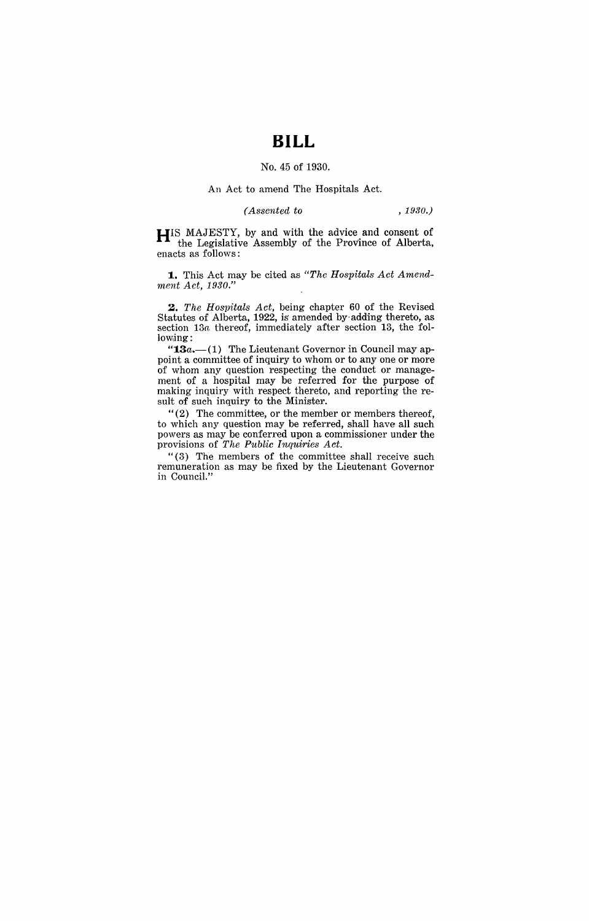# BILL

No. 45 of 1930.

An Act to amend The Hospitals Act.

*(Assented to , 1930.)*

HIS MAJESTY, by and with the advice and consent of the Legislative Assembly of the Province of Alberta, enacts as follows:

**1.** This Act may be cited as *"The Hospitals Act Amendment Act, 1930."*

**2.** *The Hospitals Act*, being chapter 60 of the Revised Statutes of Alberta, 1922, is amended by adding thereto, as section 13*a* thereof, immediately after section 13, the following:

"**13*a*.**—(1) The Lieutenant Governor in Council may appoint a committee of inquiry to whom or to any one or more of whom any question respecting the conduct or management of a hospital may be referred for the purpose of making inquiry with respect thereto, and reporting the result of such inquiry to the Minister.

"(2) The committee, or the member or members thereof, to which any question may be referred, shall have all such powers as may be conferred upon a commissioner under the provisions of *The Public Inquiries Act.*

"(3) The members of the committee shall receive such remuneration as may be fixed by the Lieutenant Governor in Council."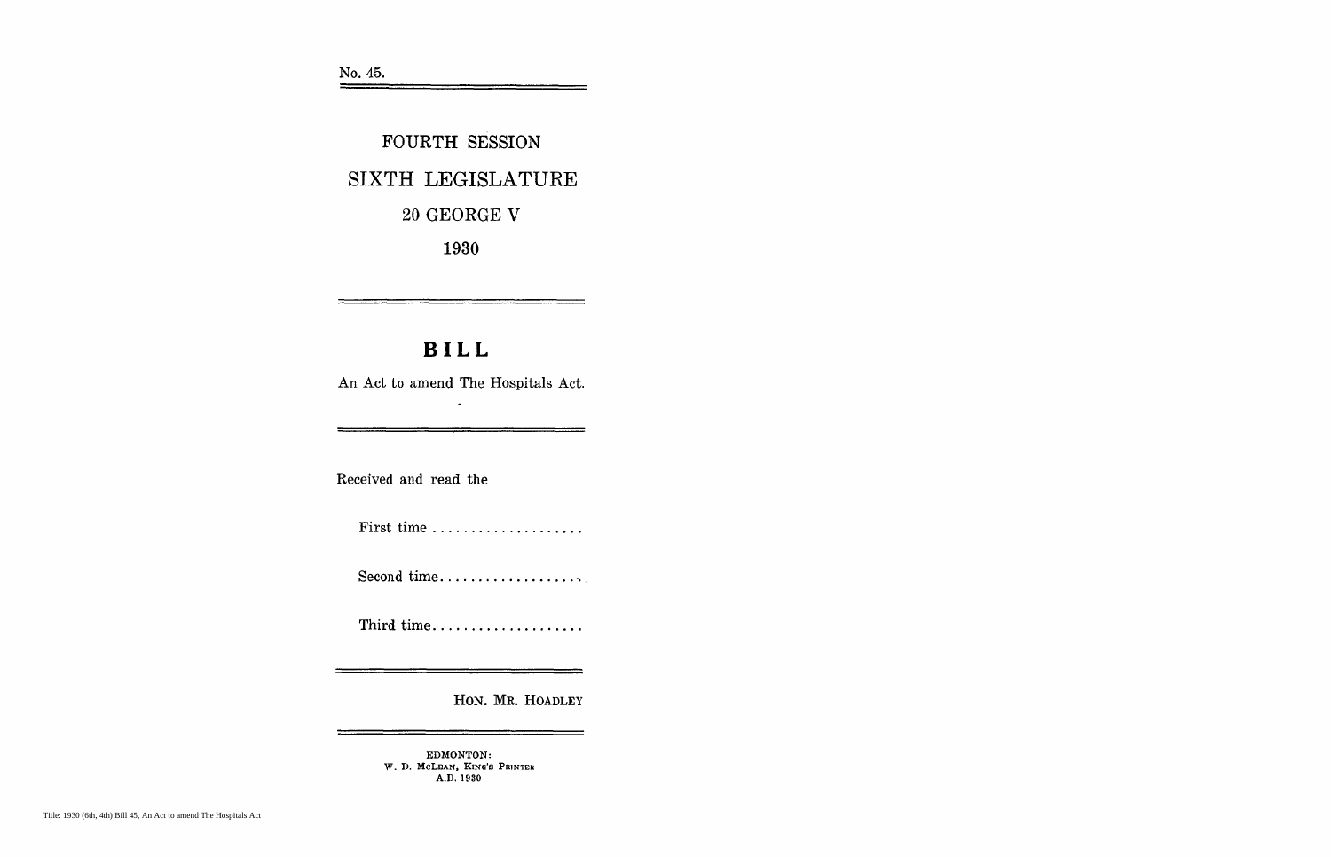No. 45.

# FOURTH SESSION

# SIXTH LEGISLATURE

# 20 GEORGE V

# 1930

## BILL

An Act to amend The Hospitals Act.

Received and read the

First time ....................

Second time....................

Third time....................

HON. MR. HOADLEY

EDMONTON:
W. D. McLEAN, KING'S PRINTER
A.D. 1930

Title: 1930 (6th, 4th) Bill 45, An Act to amend The Hospitals Act